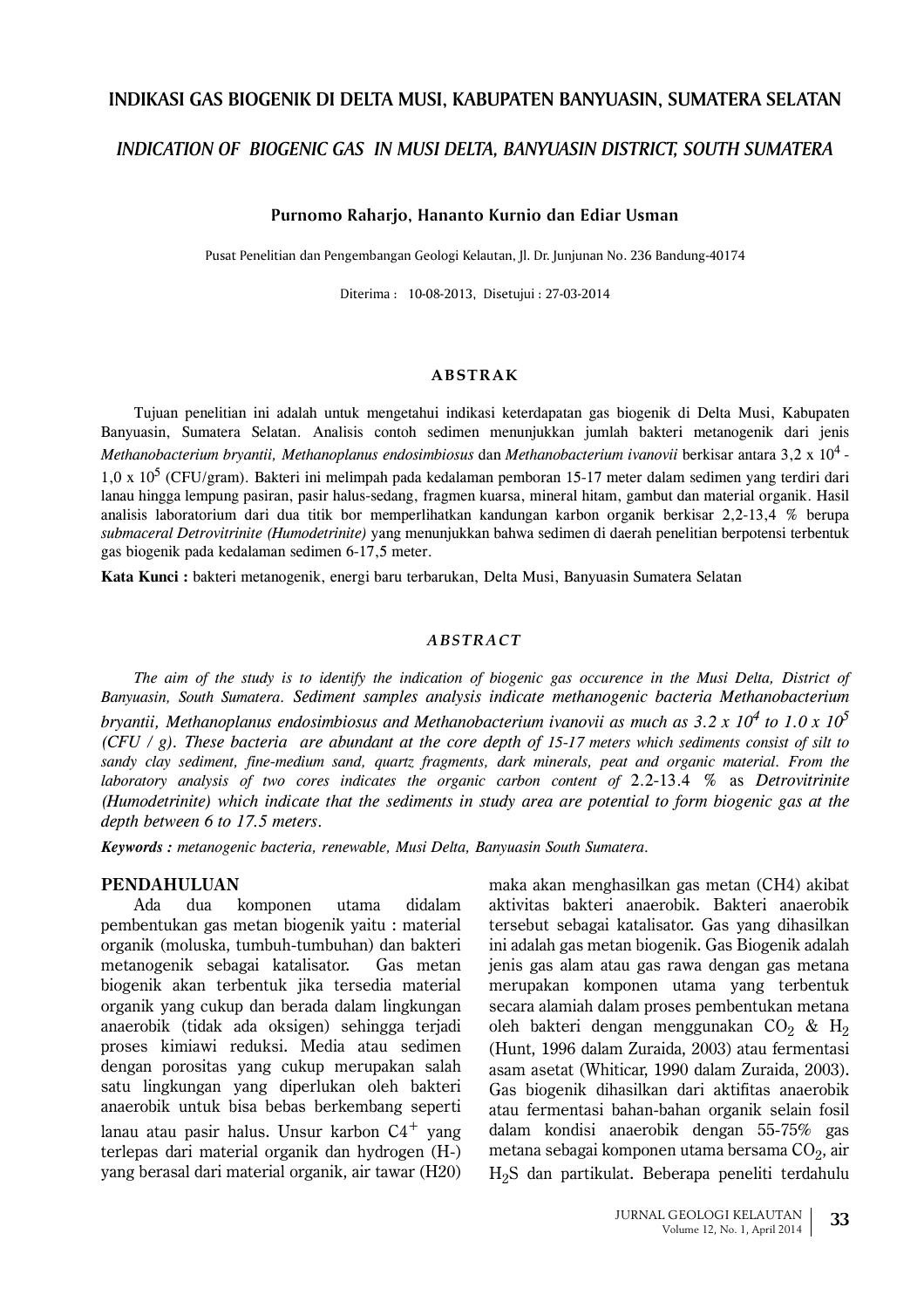# INDIKASI GAS BIOGENIK DI DELTA MUSI, KABUPATEN BANYUASIN, SUMATERA SELATAN

## *INDICATION OF BIOGENIC GAS IN MUSI DELTA, BANYUASIN DISTRICT, SOUTH SUMATERA*

**Purnomo Raharjo, Hananto Kurnio dan Ediar Usman**

Pusat Penelitian dan Pengembangan Geologi Kelautan, Jl. Dr. Junjunan No. 236 Bandung-40174

Diterima : 10-08-2013, Disetujui : 27-03-2014

### ABSTRAK

Tujuan penelitian ini adalah untuk mengetahui indikasi keterdapatan gas biogenik di Delta Musi, Kabupaten Banyuasin, Sumatera Selatan. Analisis contoh sedimen menunjukkan jumlah bakteri metanogenik dari jenis *Methanobacterium bryantii, Methanoplanus endosimbiosus* dan *Methanobacterium ivanovii* berkisar antara 3,2 x $10^4$ - 1,0 x $10^5$ (CFU/gram). Bakteri ini melimpah pada kedalaman pemboran 15-17 meter dalam sedimen yang terdiri dari lanau hingga lempung pasiran, pasir halus-sedang, fragmen kuarsa, mineral hitam, gambut dan material organik. Hasil analisis laboratorium dari dua titik bor memperlihatkan kandungan karbon organik berkisar 2,2-13,4 % berupa *submaceral Detrovitrinite (Humodetrinite)* yang menunjukkan bahwa sedimen di daerah penelitian berpotensi terbentuk gas biogenik pada kedalaman sedimen 6-17,5 meter.

**Kata Kunci :** bakteri metanogenik, energi baru terbarukan, Delta Musi, Banyuasin Sumatera Selatan

### *ABSTRACT*

*The aim of the study is to identify the indication of biogenic gas occurence in the Musi Delta, District of Banyuasin, South Sumatera. Sediment samples analysis indicate methanogenic bacteria Methanobacterium bryantii, Methanoplanus endosimbiosus and Methanobacterium ivanovii as much as 3.2 x $10^4$ to 1.0 x $10^5$ (CFU / g). These bacteria are abundant at the core depth of 15-17 meters which sediments consist of silt to sandy clay sediment, fine-medium sand, quartz fragments, dark minerals, peat and organic material. From the laboratory analysis of two cores indicates the organic carbon content of* 2.2-13.4 % as *Detrovitrinite (Humodetrinite) which indicate that the sediments in study area are potential to form biogenic gas at the depth between 6 to 17.5 meters.*

***Keywords :** metanogenic bacteria, renewable, Musi Delta, Banyuasin South Sumatera.*

## PENDAHULUAN

Ada dua komponen utama didalam pembentukan gas metan biogenik yaitu : material organik (moluska, tumbuh-tumbuhan) dan bakteri metanogenik sebagai katalisator. Gas metan biogenik akan terbentuk jika tersedia material organik yang cukup dan berada dalam lingkungan anaerobik (tidak ada oksigen) sehingga terjadi proses kimiawi reduksi. Media atau sedimen dengan porositas yang cukup merupakan salah satu lingkungan yang diperlukan oleh bakteri anaerobik untuk bisa bebas berkembang seperti lanau atau pasir halus. Unsur karbon $C4^+$ yang terlepas dari material organik dan hydrogen (H-) yang berasal dari material organik, air tawar (H20) maka akan menghasilkan gas metan (CH4) akibat aktivitas bakteri anaerobik. Bakteri anaerobik tersebut sebagai katalisator. Gas yang dihasilkan ini adalah gas metan biogenik. Gas Biogenik adalah jenis gas alam atau gas rawa dengan gas metana merupakan komponen utama yang terbentuk secara alamiah dalam proses pembentukan metana oleh bakteri dengan menggunakan $CO_2$ & $H_2$ (Hunt, 1996 dalam Zuraida, 2003) atau fermentasi asam asetat (Whiticar, 1990 dalam Zuraida, 2003). Gas biogenik dihasilkan dari aktifitas anaerobik atau fermentasi bahan-bahan organik selain fosil dalam kondisi anaerobik dengan 55-75% gas metana sebagai komponen utama bersama $CO_2$, air $H_2S$ dan partikulat. Beberapa peneliti terdahulu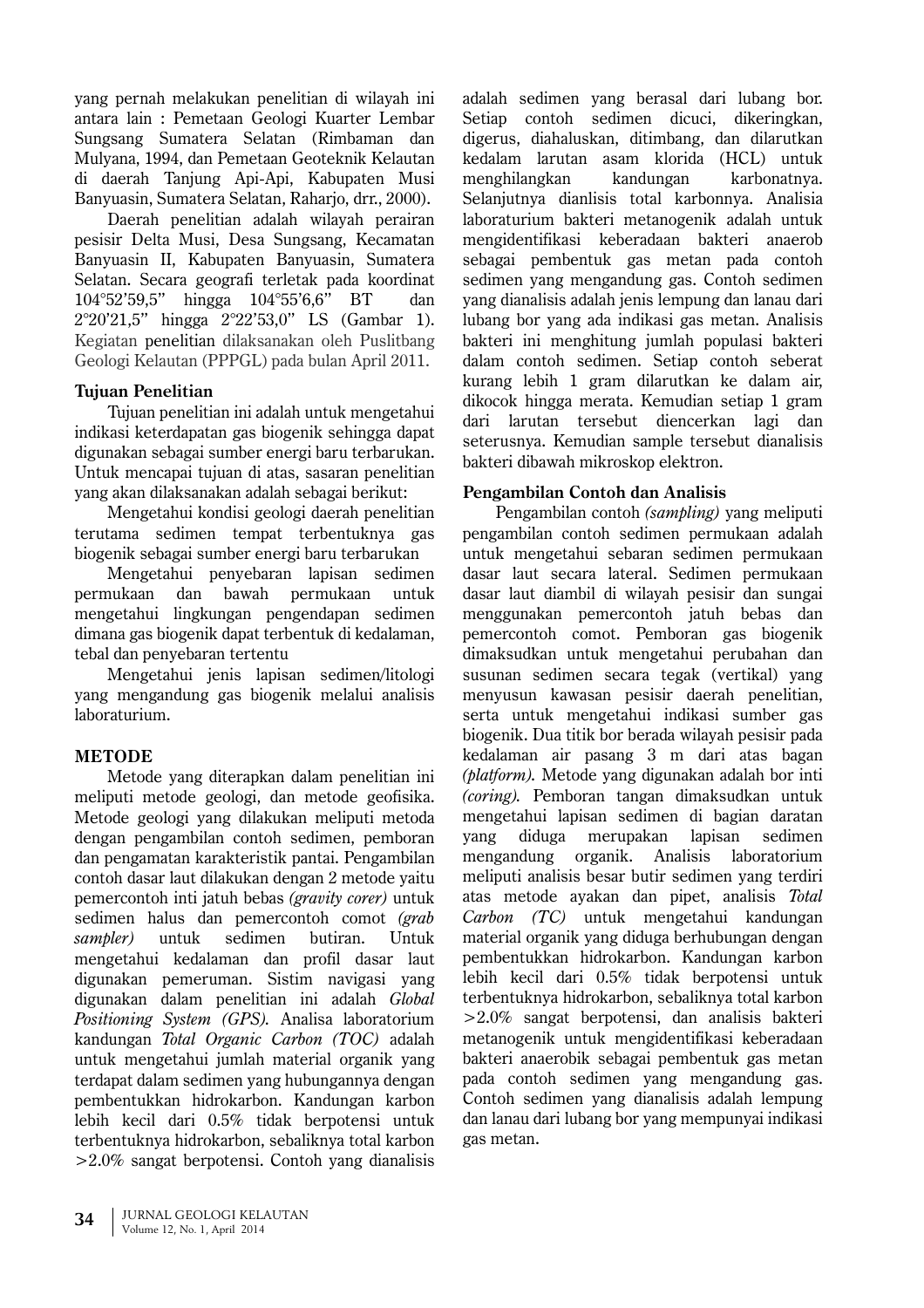yang pernah melakukan penelitian di wilayah ini antara lain : Pemetaan Geologi Kuarter Lembar Sungsang Sumatera Selatan (Rimbaman dan Mulyana, 1994, dan Pemetaan Geoteknik Kelautan di daerah Tanjung Api-Api, Kabupaten Musi Banyuasin, Sumatera Selatan, Raharjo, drr., 2000).

Daerah penelitian adalah wilayah perairan pesisir Delta Musi, Desa Sungsang, Kecamatan Banyuasin II, Kabupaten Banyuasin, Sumatera Selatan. Secara geografi terletak pada koordinat 104°52'59,5" hingga 104°55'6,6" BT dan 2°20'21,5" hingga 2°22'53,0" LS (Gambar 1). Kegiatan penelitian dilaksanakan oleh Puslitbang Geologi Kelautan (PPPGL) pada bulan April 2011.

### Tujuan Penelitian

Tujuan penelitian ini adalah untuk mengetahui indikasi keterdapatan gas biogenik sehingga dapat digunakan sebagai sumber energi baru terbarukan. Untuk mencapai tujuan di atas, sasaran penelitian yang akan dilaksanakan adalah sebagai berikut:

Mengetahui kondisi geologi daerah penelitian terutama sedimen tempat terbentuknya gas biogenik sebagai sumber energi baru terbarukan

Mengetahui penyebaran lapisan sedimen permukaan dan bawah permukaan untuk mengetahui lingkungan pengendapan sedimen dimana gas biogenik dapat terbentuk di kedalaman, tebal dan penyebaran tertentu

Mengetahui jenis lapisan sedimen/litologi yang mengandung gas biogenik melalui analisis laboraturium.

## METODE

Metode yang diterapkan dalam penelitian ini meliputi metode geologi, dan metode geofisika. Metode geologi yang dilakukan meliputi metoda dengan pengambilan contoh sedimen, pemboran dan pengamatan karakteristik pantai. Pengambilan contoh dasar laut dilakukan dengan 2 metode yaitu pemercontoh inti jatuh bebas *(gravity corer)* untuk sedimen halus dan pemercontoh comot *(grab sampler)* untuk sedimen butiran. Untuk mengetahui kedalaman dan profil dasar laut digunakan pemeruman. Sistim navigasi yang digunakan dalam penelitian ini adalah *Global Positioning System (GPS).* Analisa laboratorium kandungan *Total Organic Carbon (TOC)* adalah untuk mengetahui jumlah material organik yang terdapat dalam sedimen yang hubungannya dengan pembentukkan hidrokarbon. Kandungan karbon lebih kecil dari 0.5% tidak berpotensi untuk terbentuknya hidrokarbon, sebaliknya total karbon >2.0% sangat berpotensi. Contoh yang dianalisis adalah sedimen yang berasal dari lubang bor. Setiap contoh sedimen dicuci, dikeringkan, digerus, diahaluskan, ditimbang, dan dilarutkan kedalam larutan asam klorida (HCL) untuk menghilangkan kandungan karbonatnya. Selanjutnya dianlisis total karbonnya. Analisia laboraturium bakteri metanogenik adalah untuk mengidentifikasi keberadaan bakteri anaerob sebagai pembentuk gas metan pada contoh sedimen yang mengandung gas. Contoh sedimen yang dianalisis adalah jenis lempung dan lanau dari lubang bor yang ada indikasi gas metan. Analisis bakteri ini menghitung jumlah populasi bakteri dalam contoh sedimen. Setiap contoh seberat kurang lebih 1 gram dilarutkan ke dalam air, dikocok hingga merata. Kemudian setiap 1 gram dari larutan tersebut diencerkan lagi dan seterusnya. Kemudian sample tersebut dianalisis bakteri dibawah mikroskop elektron.

### Pengambilan Contoh dan Analisis

Pengambilan contoh *(sampling)* yang meliputi pengambilan contoh sedimen permukaan adalah untuk mengetahui sebaran sedimen permukaan dasar laut secara lateral. Sedimen permukaan dasar laut diambil di wilayah pesisir dan sungai menggunakan pemercontoh jatuh bebas dan pemercontoh comot. Pemboran gas biogenik dimaksudkan untuk mengetahui perubahan dan susunan sedimen secara tegak (vertikal) yang menyusun kawasan pesisir daerah penelitian, serta untuk mengetahui indikasi sumber gas biogenik. Dua titik bor berada wilayah pesisir pada kedalaman air pasang 3 m dari atas bagan *(platform).* Metode yang digunakan adalah bor inti *(coring).* Pemboran tangan dimaksudkan untuk mengetahui lapisan sedimen di bagian daratan yang diduga merupakan lapisan sedimen mengandung organik. Analisis laboratorium meliputi analisis besar butir sedimen yang terdiri atas metode ayakan dan pipet, analisis *Total Carbon (TC)* untuk mengetahui kandungan material organik yang diduga berhubungan dengan pembentukkan hidrokarbon. Kandungan karbon lebih kecil dari 0.5% tidak berpotensi untuk terbentuknya hidrokarbon, sebaliknya total karbon >2.0% sangat berpotensi, dan analisis bakteri metanogenik untuk mengidentifikasi keberadaan bakteri anaerobik sebagai pembentuk gas metan pada contoh sedimen yang mengandung gas. Contoh sedimen yang dianalisis adalah lempung dan lanau dari lubang bor yang mempunyai indikasi gas metan.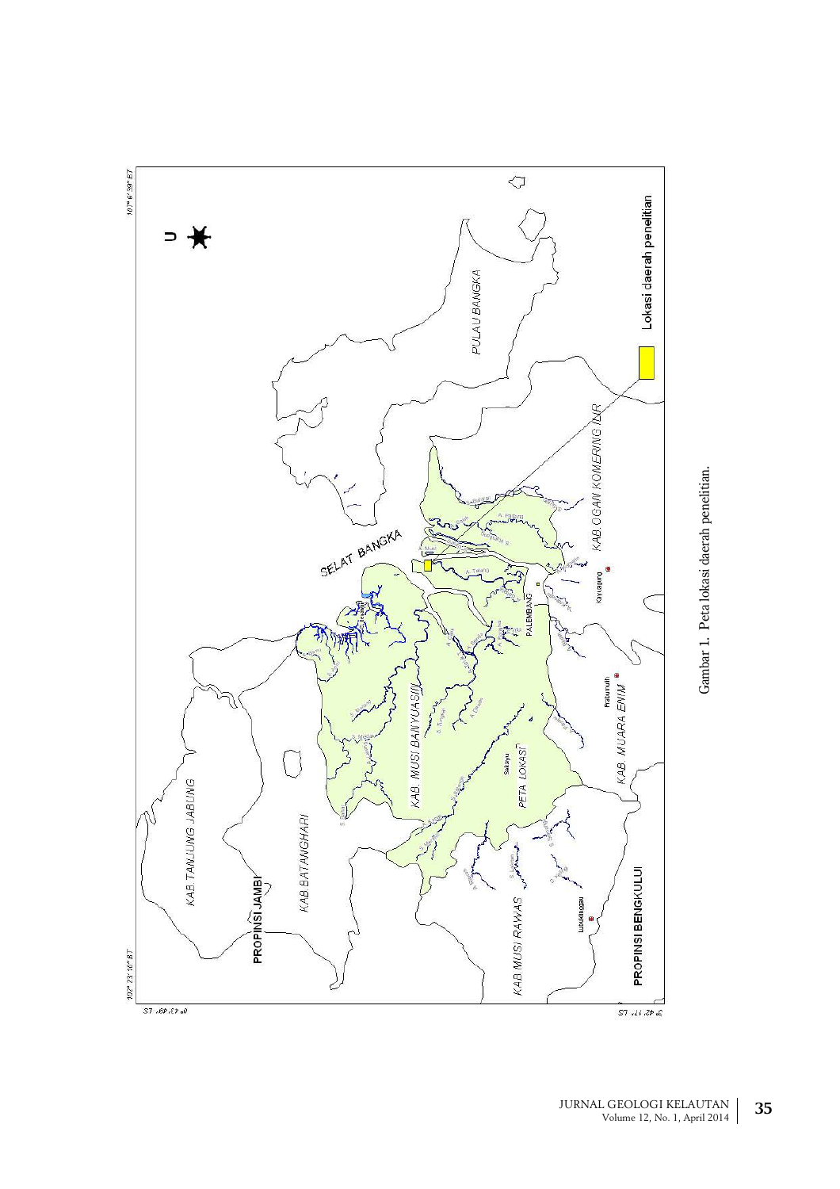Gambar 1. Peta lokasi daerah penelitian.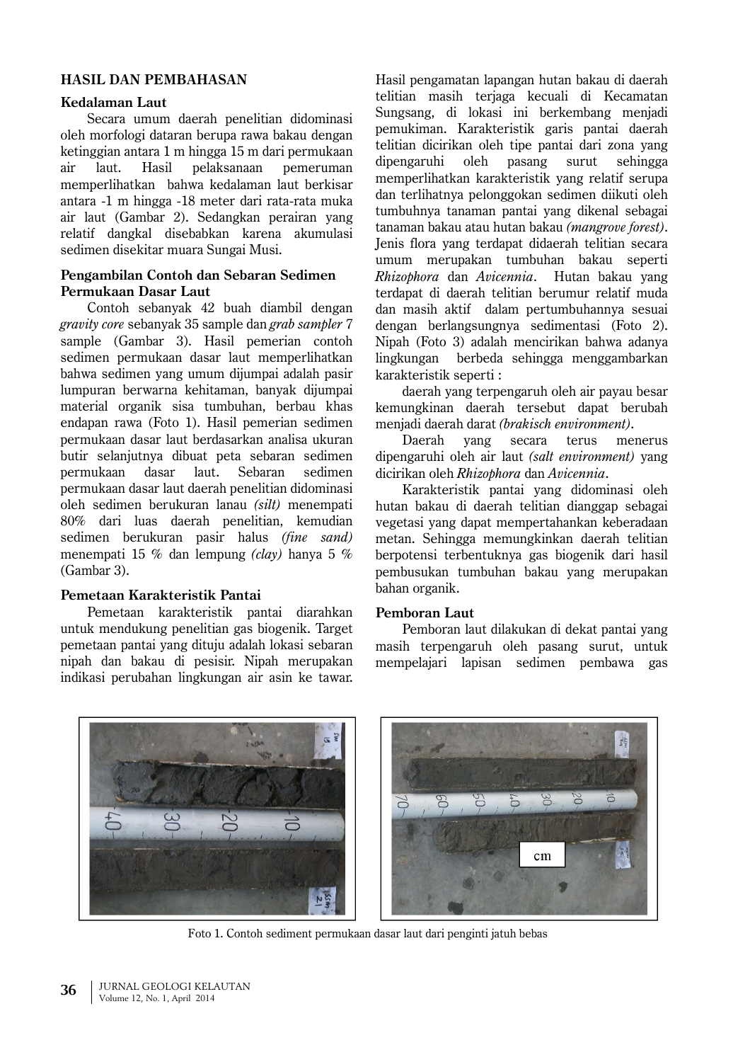## HASIL DAN PEMBAHASAN

### Kedalaman Laut

Secara umum daerah penelitian didominasi oleh morfologi dataran berupa rawa bakau dengan ketinggian antara 1 m hingga 15 m dari permukaan air laut. Hasil pelaksanaan pemeruman memperlihatkan bahwa kedalaman laut berkisar antara -1 m hingga -18 meter dari rata-rata muka air laut (Gambar 2). Sedangkan perairan yang relatif dangkal disebabkan karena akumulasi sedimen disekitar muara Sungai Musi.

### Pengambilan Contoh dan Sebaran Sedimen Permukaan Dasar Laut

Contoh sebanyak 42 buah diambil dengan *gravity core* sebanyak 35 sample dan *grab sampler* 7 sample (Gambar 3). Hasil pemerian contoh sedimen permukaan dasar laut memperlihatkan bahwa sedimen yang umum dijumpai adalah pasir lumpuran berwarna kehitaman, banyak dijumpai material organik sisa tumbuhan, berbau khas endapan rawa (Foto 1). Hasil pemerian sedimen permukaan dasar laut berdasarkan analisa ukuran butir selanjutnya dibuat peta sebaran sedimen permukaan dasar laut. Sebaran sedimen permukaan dasar laut daerah penelitian didominasi oleh sedimen berukuran lanau *(silt)* menempati 80% dari luas daerah penelitian, kemudian sedimen berukuran pasir halus *(fine sand)* menempati 15 % dan lempung *(clay)* hanya 5 % (Gambar 3).

### Pemetaan Karakteristik Pantai

Pemetaan karakteristik pantai diarahkan untuk mendukung penelitian gas biogenik. Target pemetaan pantai yang dituju adalah lokasi sebaran nipah dan bakau di pesisir. Nipah merupakan indikasi perubahan lingkungan air asin ke tawar. Hasil pengamatan lapangan hutan bakau di daerah telitian masih terjaga kecuali di Kecamatan Sungsang, di lokasi ini berkembang menjadi pemukiman. Karakteristik garis pantai daerah telitian dicirikan oleh tipe pantai dari zona yang dipengaruhi oleh pasang surut sehingga memperlihatkan karakteristik yang relatif serupa dan terlihatnya pelonggokan sedimen diikuti oleh tumbuhnya tanaman pantai yang dikenal sebagai tanaman bakau atau hutan bakau *(mangrove forest)*. Jenis flora yang terdapat didaerah telitian secara umum merupakan tumbuhan bakau seperti *Rhizophora* dan *Avicennia*. Hutan bakau yang terdapat di daerah telitian berumur relatif muda dan masih aktif dalam pertumbuhannya sesuai dengan berlangsungnya sedimentasi (Foto 2). Nipah (Foto 3) adalah mencirikan bahwa adanya lingkungan berbeda sehingga menggambarkan karakteristik seperti :

daerah yang terpengaruh oleh air payau besar kemungkinan daerah tersebut dapat berubah menjadi daerah darat *(brakisch environment)*.

Daerah yang secara terus menerus dipengaruhi oleh air laut *(salt environment)* yang dicirikan oleh *Rhizophora* dan *Avicennia*.

Karakteristik pantai yang didominasi oleh hutan bakau di daerah telitian dianggap sebagai vegetasi yang dapat mempertahankan keberadaan metan. Sehingga memungkinkan daerah telitian berpotensi terbentuknya gas biogenik dari hasil pembusukan tumbuhan bakau yang merupakan bahan organik.

### Pemboran Laut

Pemboran laut dilakukan di dekat pantai yang masih terpengaruh oleh pasang surut, untuk mempelajari lapisan sedimen pembawa gas

Foto 1. Contoh sediment permukaan dasar laut dari penginti jatuh bebas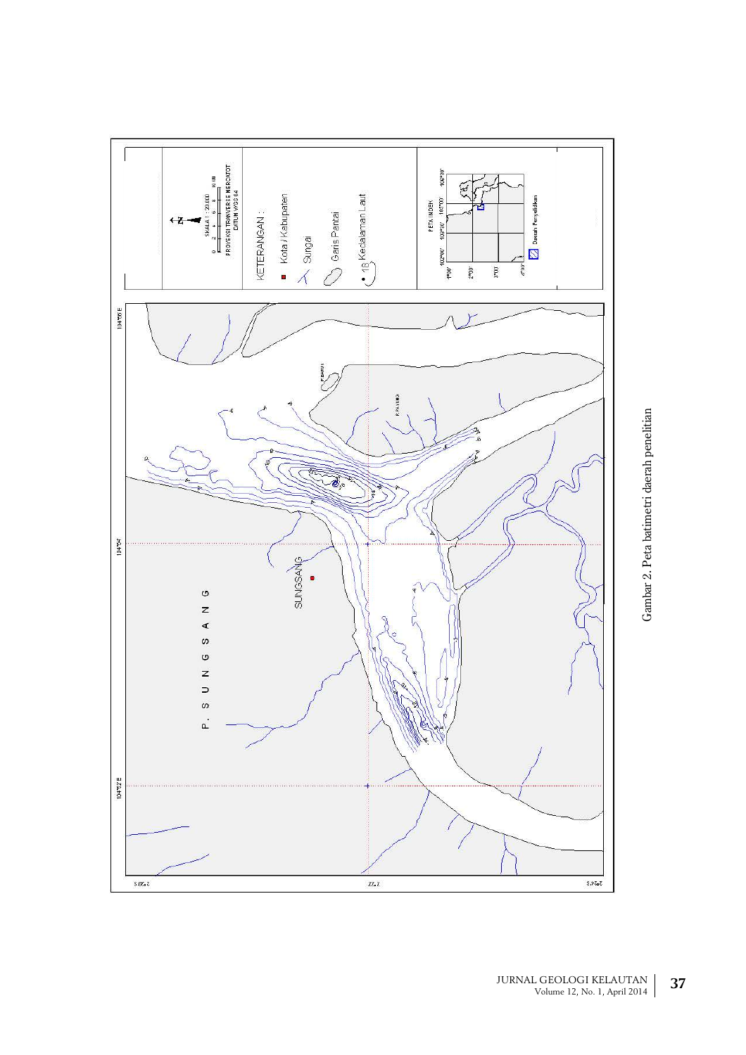Gambar 2. Peta batimetri daerah penelitian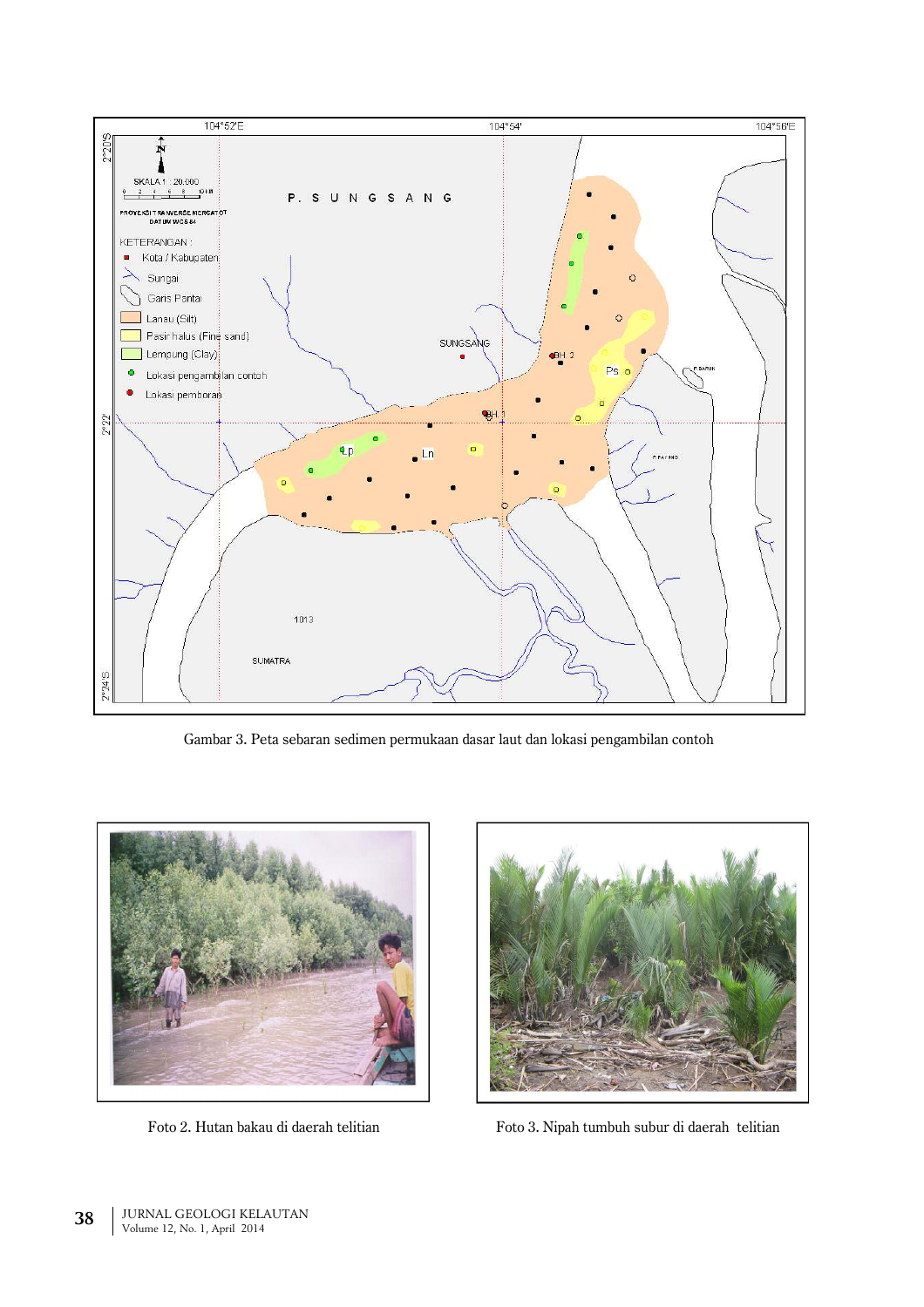Gambar 3. Peta sebaran sedimen permukaan dasar laut dan lokasi pengambilan contoh

Foto 2. Hutan bakau di daerah telitian

Foto 3. Nipah tumbuh subur di daerah telitian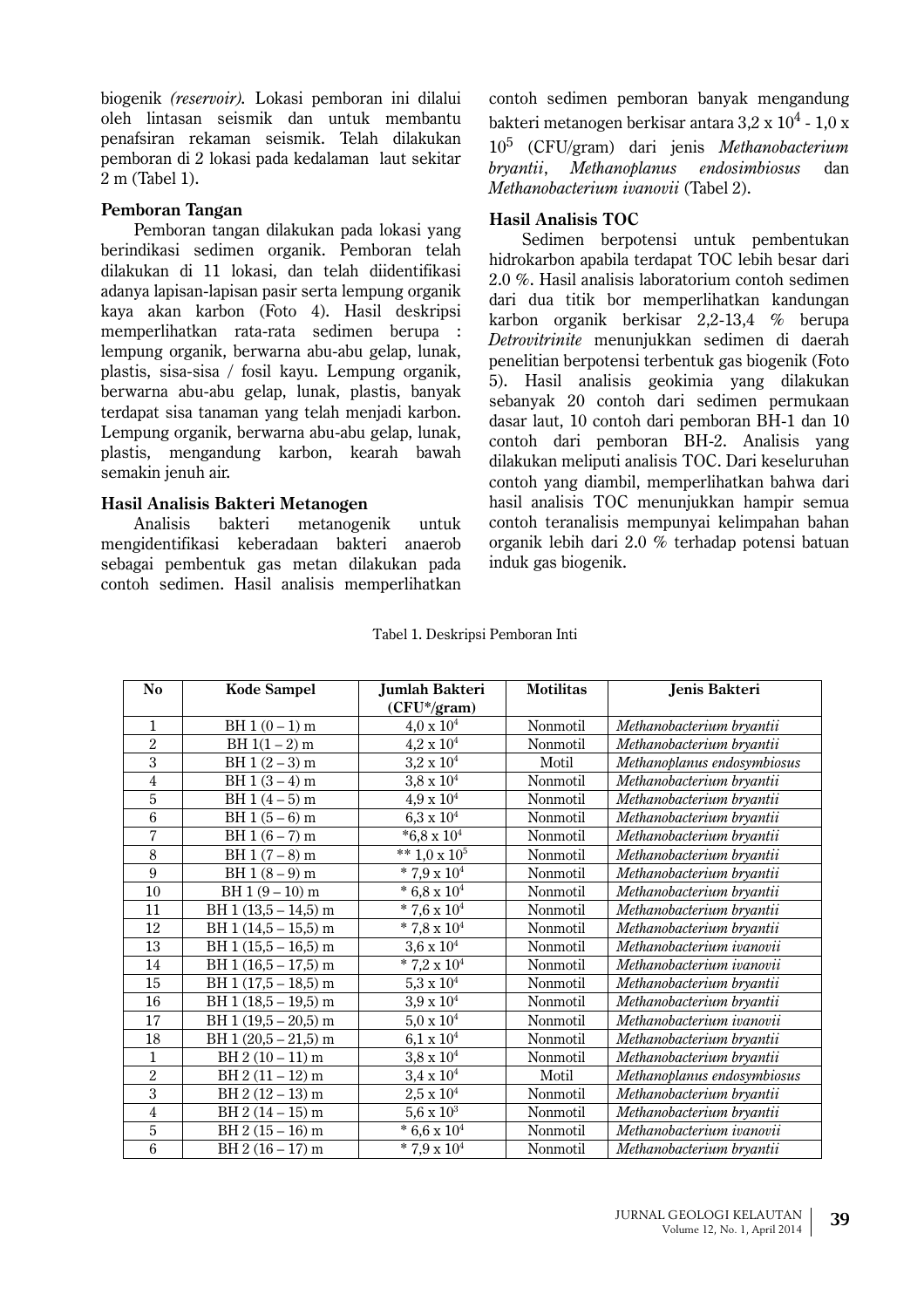biogenik *(reservoir)*. Lokasi pemboran ini dilalui oleh lintasan seismik dan untuk membantu penafsiran rekaman seismik. Telah dilakukan pemboran di 2 lokasi pada kedalaman laut sekitar 2 m (Tabel 1).

### Pemboran Tangan

Pemboran tangan dilakukan pada lokasi yang berindikasi sedimen organik. Pemboran telah dilakukan di 11 lokasi, dan telah diidentifikasi adanya lapisan-lapisan pasir serta lempung organik kaya akan karbon (Foto 4). Hasil deskripsi memperlihatkan rata-rata sedimen berupa : lempung organik, berwarna abu-abu gelap, lunak, plastis, sisa-sisa / fosil kayu. Lempung organik, berwarna abu-abu gelap, lunak, plastis, banyak terdapat sisa tanaman yang telah menjadi karbon. Lempung organik, berwarna abu-abu gelap, lunak, plastis, mengandung karbon, kearah bawah semakin jenuh air.

### Hasil Analisis Bakteri Metanogen

Analisis bakteri metanogenik untuk mengidentifikasi keberadaan bakteri anaerob sebagai pembentuk gas metan dilakukan pada contoh sedimen. Hasil analisis memperlihatkan contoh sedimen pemboran banyak mengandung bakteri metanogen berkisar antara $3,2 \times 10^4$ - $1,0 \times 10^5$ (CFU/gram) dari jenis *Methanobacterium bryantii*, *Methanoplanus endosimbiosus* dan *Methanobacterium ivanovii* (Tabel 2).

### Hasil Analisis TOC

Sedimen berpotensi untuk pembentukan hidrokarbon apabila terdapat TOC lebih besar dari 2.0 %. Hasil analisis laboratorium contoh sedimen dari dua titik bor memperlihatkan kandungan karbon organik berkisar 2,2-13,4 % berupa *Detrovitrinite* menunjukkan sedimen di daerah penelitian berpotensi terbentuk gas biogenik (Foto 5). Hasil analisis geokimia yang dilakukan sebanyak 20 contoh dari sedimen permukaan dasar laut, 10 contoh dari pemboran BH-1 dan 10 contoh dari pemboran BH-2. Analisis yang dilakukan meliputi analisis TOC. Dari keseluruhan contoh yang diambil, memperlihatkan bahwa dari hasil analisis TOC menunjukkan hampir semua contoh teranalisis mempunyai kelimpahan bahan organik lebih dari 2.0 % terhadap potensi batuan induk gas biogenik.

Tabel 1. Deskripsi Pemboran Inti

| No | Kode Sampel | Jumlah Bakteri (CFU*/gram) | Motilitas | Jenis Bakteri |
|---|---|---|---|---|
| 1 | BH 1 (0 – 1) m | $4,0 \times 10^4$ | Nonmotil | *Methanobacterium bryantii* |
| 2 | BH 1(1 – 2) m | $4,2 \times 10^4$ | Nonmotil | *Methanobacterium bryantii* |
| 3 | BH 1 (2 – 3) m | $3,2 \times 10^4$ | Motil | *Methanoplanus endosymbiosus* |
| 4 | BH 1 (3 – 4) m | $3,8 \times 10^4$ | Nonmotil | *Methanobacterium bryantii* |
| 5 | BH 1 (4 – 5) m | $4,9 \times 10^4$ | Nonmotil | *Methanobacterium bryantii* |
| 6 | BH 1 (5 – 6) m | $6,3 \times 10^4$ | Nonmotil | *Methanobacterium bryantii* |
| 7 | BH 1 (6 – 7) m | *$6,8 \times 10^4$ | Nonmotil | *Methanobacterium bryantii* |
| 8 | BH 1 (7 – 8) m | ** $1,0 \times 10^5$ | Nonmotil | *Methanobacterium bryantii* |
| 9 | BH 1 (8 – 9) m | * $7,9 \times 10^4$ | Nonmotil | *Methanobacterium bryantii* |
| 10 | BH 1 (9 – 10) m | * $6,8 \times 10^4$ | Nonmotil | *Methanobacterium bryantii* |
| 11 | BH 1 (13,5 – 14,5) m | * $7,6 \times 10^4$ | Nonmotil | *Methanobacterium bryantii* |
| 12 | BH 1 (14,5 – 15,5) m | * $7,8 \times 10^4$ | Nonmotil | *Methanobacterium bryantii* |
| 13 | BH 1 (15,5 – 16,5) m | $3,6 \times 10^4$ | Nonmotil | *Methanobacterium ivanovii* |
| 14 | BH 1 (16,5 – 17,5) m | * $7,2 \times 10^4$ | Nonmotil | *Methanobacterium ivanovii* |
| 15 | BH 1 (17,5 – 18,5) m | $5,3 \times 10^4$ | Nonmotil | *Methanobacterium bryantii* |
| 16 | BH 1 (18,5 – 19,5) m | $3,9 \times 10^4$ | Nonmotil | *Methanobacterium bryantii* |
| 17 | BH 1 (19,5 – 20,5) m | $5,0 \times 10^4$ | Nonmotil | *Methanobacterium ivanovii* |
| 18 | BH 1 (20,5 – 21,5) m | $6,1 \times 10^4$ | Nonmotil | *Methanobacterium bryantii* |
| 1 | BH 2 (10 – 11) m | $3,8 \times 10^4$ | Nonmotil | *Methanobacterium bryantii* |
| 2 | BH 2 (11 – 12) m | $3,4 \times 10^4$ | Motil | *Methanoplanus endosymbiosus* |
| 3 | BH 2 (12 – 13) m | $2,5 \times 10^4$ | Nonmotil | *Methanobacterium bryantii* |
| 4 | BH 2 (14 – 15) m | $5,6 \times 10^3$ | Nonmotil | *Methanobacterium bryantii* |
| 5 | BH 2 (15 – 16) m | * $6,6 \times 10^4$ | Nonmotil | *Methanobacterium ivanovii* |
| 6 | BH 2 (16 – 17) m | * $7,9 \times 10^4$ | Nonmotil | *Methanobacterium bryantii* |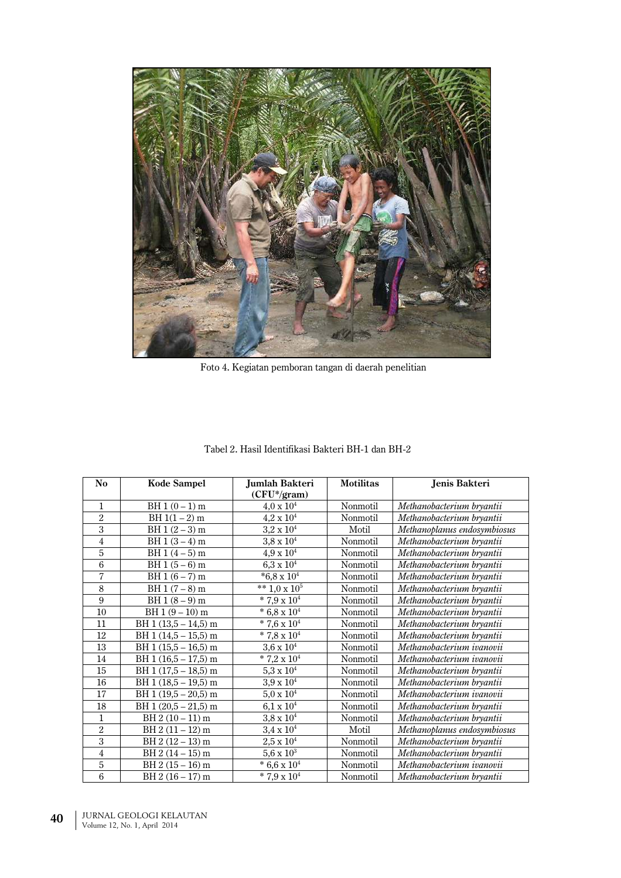Foto 4. Kegiatan pemboran tangan di daerah penelitian

Tabel 2. Hasil Identifikasi Bakteri BH-1 dan BH-2

| No | Kode Sampel | Jumlah Bakteri (CFU*/gram) | Motilitas | Jenis Bakteri |
|---|---|---|---|---|
| 1 | BH 1 (0 – 1) m | $4{,}0 \times 10^4$ | Nonmotil | *Methanobacterium bryantii* |
| 2 | BH 1(1 – 2) m | $4{,}2 \times 10^4$ | Nonmotil | *Methanobacterium bryantii* |
| 3 | BH 1 (2 – 3) m | $3{,}2 \times 10^4$ | Motil | *Methanoplanus endosymbiosus* |
| 4 | BH 1 (3 – 4) m | $3{,}8 \times 10^4$ | Nonmotil | *Methanobacterium bryantii* |
| 5 | BH 1 (4 – 5) m | $4{,}9 \times 10^4$ | Nonmotil | *Methanobacterium bryantii* |
| 6 | BH 1 (5 – 6) m | $6{,}3 \times 10^4$ | Nonmotil | *Methanobacterium bryantii* |
| 7 | BH 1 (6 – 7) m | *$6{,}8 \times 10^4$ | Nonmotil | *Methanobacterium bryantii* |
| 8 | BH 1 (7 – 8) m | ** $1{,}0 \times 10^5$ | Nonmotil | *Methanobacterium bryantii* |
| 9 | BH 1 (8 – 9) m | * $7{,}9 \times 10^4$ | Nonmotil | *Methanobacterium bryantii* |
| 10 | BH 1 (9 – 10) m | * $6{,}8 \times 10^4$ | Nonmotil | *Methanobacterium bryantii* |
| 11 | BH 1 (13,5 – 14,5) m | * $7{,}6 \times 10^4$ | Nonmotil | *Methanobacterium bryantii* |
| 12 | BH 1 (14,5 – 15,5) m | * $7{,}8 \times 10^4$ | Nonmotil | *Methanobacterium bryantii* |
| 13 | BH 1 (15,5 – 16,5) m | $3{,}6 \times 10^4$ | Nonmotil | *Methanobacterium ivanovii* |
| 14 | BH 1 (16,5 – 17,5) m | * $7{,}2 \times 10^4$ | Nonmotil | *Methanobacterium ivanovii* |
| 15 | BH 1 (17,5 – 18,5) m | $5{,}3 \times 10^4$ | Nonmotil | *Methanobacterium bryantii* |
| 16 | BH 1 (18,5 – 19,5) m | $3{,}9 \times 10^4$ | Nonmotil | *Methanobacterium bryantii* |
| 17 | BH 1 (19,5 – 20,5) m | $5{,}0 \times 10^4$ | Nonmotil | *Methanobacterium ivanovii* |
| 18 | BH 1 (20,5 – 21,5) m | $6{,}1 \times 10^4$ | Nonmotil | *Methanobacterium bryantii* |
| 1 | BH 2 (10 – 11) m | $3{,}8 \times 10^4$ | Nonmotil | *Methanobacterium bryantii* |
| 2 | BH 2 (11 – 12) m | $3{,}4 \times 10^4$ | Motil | *Methanoplanus endosymbiosus* |
| 3 | BH 2 (12 – 13) m | $2{,}5 \times 10^4$ | Nonmotil | *Methanobacterium bryantii* |
| 4 | BH 2 (14 – 15) m | $5{,}6 \times 10^3$ | Nonmotil | *Methanobacterium bryantii* |
| 5 | BH 2 (15 – 16) m | * $6{,}6 \times 10^4$ | Nonmotil | *Methanobacterium ivanovii* |
| 6 | BH 2 (16 – 17) m | * $7{,}9 \times 10^4$ | Nonmotil | *Methanobacterium bryantii* |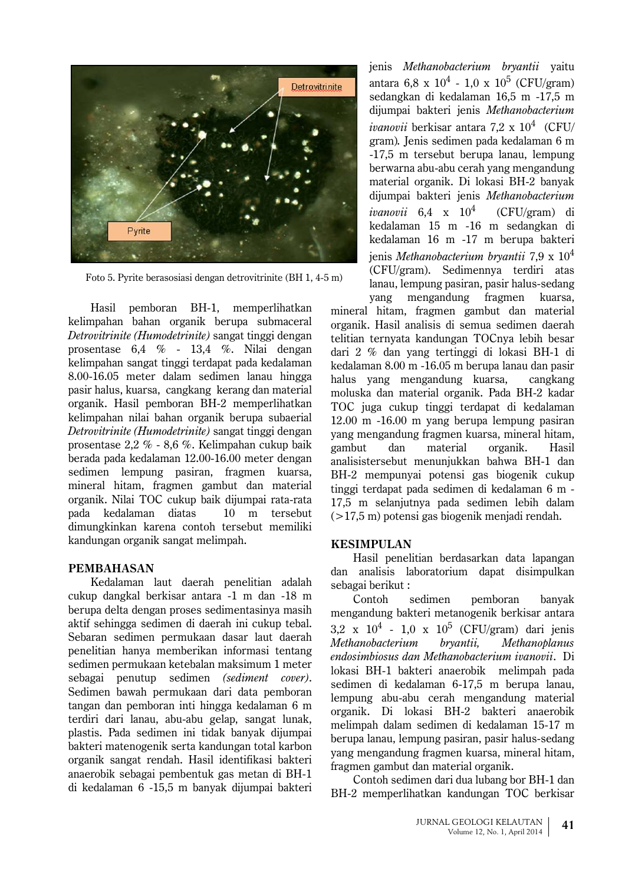Foto 5. Pyrite berasosiasi dengan detrovitrinite (BH 1, 4-5 m)

Hasil pemboran BH-1, memperlihatkan kelimpahan bahan organik berupa submaceral *Detrovitrinite (Humodetrinite)* sangat tinggi dengan prosentase 6,4 % - 13,4 %. Nilai dengan kelimpahan sangat tinggi terdapat pada kedalaman 8.00-16.05 meter dalam sedimen lanau hingga pasir halus, kuarsa, cangkang kerang dan material organik. Hasil pemboran BH-2 memperlihatkan kelimpahan nilai bahan organik berupa subaerial *Detrovitrinite (Humodetrinite)* sangat tinggi dengan prosentase 2,2 % - 8,6 %. Kelimpahan cukup baik berada pada kedalaman 12.00-16.00 meter dengan sedimen lempung pasiran, fragmen kuarsa, mineral hitam, fragmen gambut dan material organik. Nilai TOC cukup baik dijumpai rata-rata pada kedalaman diatas 10 m tersebut dimungkinkan karena contoh tersebut memiliki kandungan organik sangat melimpah.

## PEMBAHASAN

Kedalaman laut daerah penelitian adalah cukup dangkal berkisar antara -1 m dan -18 m berupa delta dengan proses sedimentasinya masih aktif sehingga sedimen di daerah ini cukup tebal. Sebaran sedimen permukaan dasar laut daerah penelitian hanya memberikan informasi tentang sedimen permukaan ketebalan maksimum 1 meter sebagai penutup sedimen *(sediment cover)*. Sedimen bawah permukaan dari data pemboran tangan dan pemboran inti hingga kedalaman 6 m terdiri dari lanau, abu-abu gelap, sangat lunak, plastis. Pada sedimen ini tidak banyak dijumpai bakteri matenogenik serta kandungan total karbon organik sangat rendah. Hasil identifikasi bakteri anaerobik sebagai pembentuk gas metan di BH-1 di kedalaman 6 -15,5 m banyak dijumpai bakteri jenis *Methanobacterium bryantii* yaitu antara 6,8 x $10^4$ - 1,0 x $10^5$ (CFU/gram) sedangkan di kedalaman 16,5 m -17,5 m dijumpai bakteri jenis *Methanobacterium ivanovii* berkisar antara 7,2 x $10^4$ (CFU/gram). Jenis sedimen pada kedalaman 6 m -17,5 m tersebut berupa lanau, lempung berwarna abu-abu cerah yang mengandung material organik. Di lokasi BH-2 banyak dijumpai bakteri jenis *Methanobacterium ivanovii* 6,4 x $10^4$ (CFU/gram) di kedalaman 15 m -16 m sedangkan di kedalaman 16 m -17 m berupa bakteri jenis *Methanobacterium bryantii* 7,9 x $10^4$ (CFU/gram). Sedimennya terdiri atas lanau, lempung pasiran, pasir halus-sedang yang mengandung fragmen kuarsa, mineral hitam, fragmen gambut dan material organik. Hasil analisis di semua sedimen daerah telitian ternyata kandungan TOCnya lebih besar dari 2 % dan yang tertinggi di lokasi BH-1 di kedalaman 8.00 m -16.05 m berupa lanau dan pasir halus yang mengandung kuarsa, cangkang moluska dan material organik. Pada BH-2 kadar TOC juga cukup tinggi terdapat di kedalaman 12.00 m -16.00 m yang berupa lempung pasiran yang mengandung fragmen kuarsa, mineral hitam, gambut dan material organik. Hasil analisistersebut menunjukkan bahwa BH-1 dan BH-2 mempunyai potensi gas biogenik cukup tinggi terdapat pada sedimen di kedalaman 6 m - 17,5 m selanjutnya pada sedimen lebih dalam (>17,5 m) potensi gas biogenik menjadi rendah.

## KESIMPULAN

Hasil penelitian berdasarkan data lapangan dan analisis laboratorium dapat disimpulkan sebagai berikut :

Contoh sedimen pemboran banyak mengandung bakteri metanogenik berkisar antara 3,2 x $10^4$ - 1,0 x $10^5$ (CFU/gram) dari jenis *Methanobacterium bryantii, Methanoplanus endosimbiosus dan Methanobacterium ivanovii*. Di lokasi BH-1 bakteri anaerobik melimpah pada sedimen di kedalaman 6-17,5 m berupa lanau, lempung abu-abu cerah mengandung material organik. Di lokasi BH-2 bakteri anaerobik melimpah dalam sedimen di kedalaman 15-17 m berupa lanau, lempung pasiran, pasir halus-sedang yang mengandung fragmen kuarsa, mineral hitam, fragmen gambut dan material organik.

Contoh sedimen dari dua lubang bor BH-1 dan BH-2 memperlihatkan kandungan TOC berkisar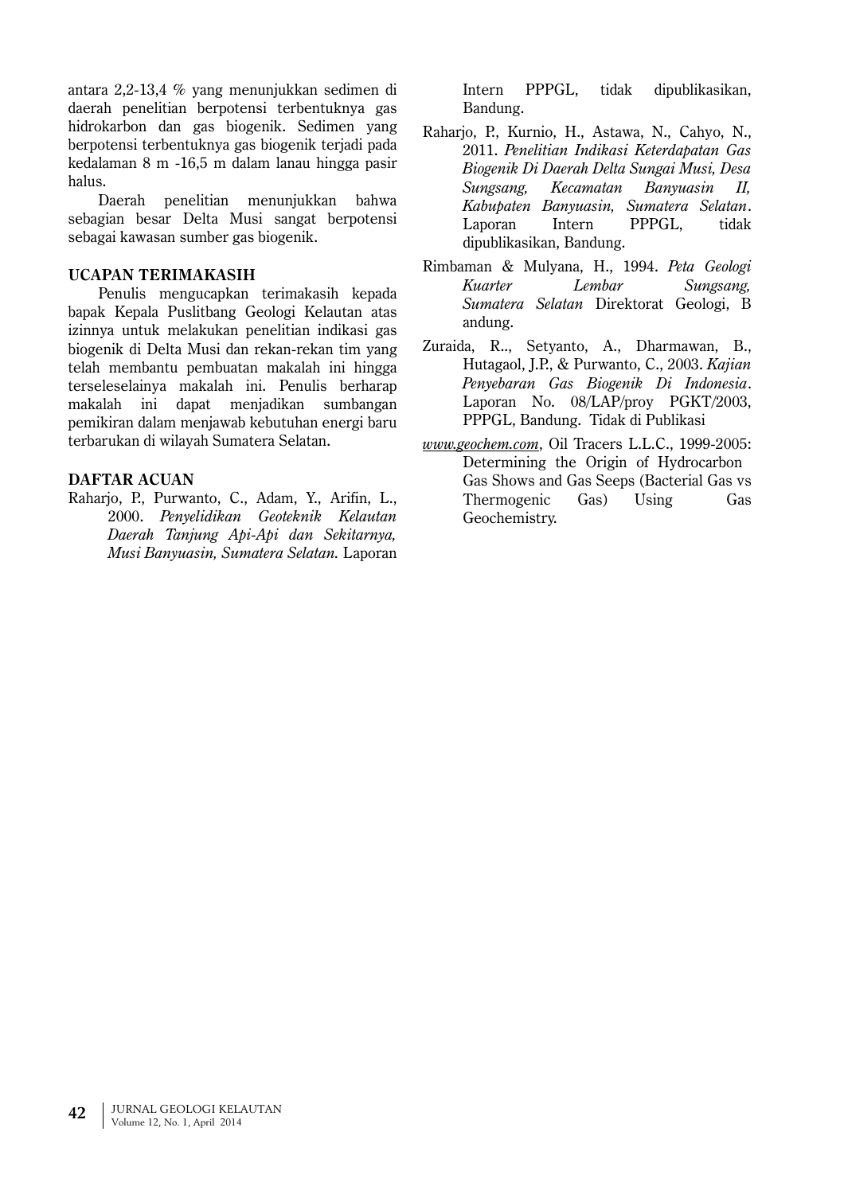antara 2,2-13,4 % yang menunjukkan sedimen di daerah penelitian berpotensi terbentuknya gas hidrokarbon dan gas biogenik. Sedimen yang berpotensi terbentuknya gas biogenik terjadi pada kedalaman 8 m -16,5 m dalam lanau hingga pasir halus.

Daerah penelitian menunjukkan bahwa sebagian besar Delta Musi sangat berpotensi sebagai kawasan sumber gas biogenik.

## UCAPAN TERIMAKASIH

Penulis mengucapkan terimakasih kepada bapak Kepala Puslitbang Geologi Kelautan atas izinnya untuk melakukan penelitian indikasi gas biogenik di Delta Musi dan rekan-rekan tim yang telah membantu pembuatan makalah ini hingga terseleselainya makalah ini. Penulis berharap makalah ini dapat menjadikan sumbangan pemikiran dalam menjawab kebutuhan energi baru terbarukan di wilayah Sumatera Selatan.

## DAFTAR ACUAN

Raharjo, P., Purwanto, C., Adam, Y., Arifin, L., 2000. *Penyelidikan Geoteknik Kelautan Daerah Tanjung Api-Api dan Sekitarnya, Musi Banyuasin, Sumatera Selatan.* Laporan Intern PPPGL, tidak dipublikasikan, Bandung.

Raharjo, P., Kurnio, H., Astawa, N., Cahyo, N., 2011. *Penelitian Indikasi Keterdapatan Gas Biogenik Di Daerah Delta Sungai Musi, Desa Sungsang, Kecamatan Banyuasin II, Kabupaten Banyuasin, Sumatera Selatan*. Laporan Intern PPPGL, tidak dipublikasikan, Bandung.

Rimbaman & Mulyana, H., 1994. *Peta Geologi Kuarter Lembar Sungsang, Sumatera Selatan* Direktorat Geologi, B andung.

Zuraida, R.., Setyanto, A., Dharmawan, B., Hutagaol, J.P., & Purwanto, C., 2003. *Kajian Penyebaran Gas Biogenik Di Indonesia*. Laporan No. 08/LAP/proy PGKT/2003, PPPGL, Bandung. Tidak di Publikasi

*www.geochem.com*, Oil Tracers L.L.C., 1999-2005: Determining the Origin of Hydrocarbon Gas Shows and Gas Seeps (Bacterial Gas vs Thermogenic Gas) Using Gas Geochemistry.